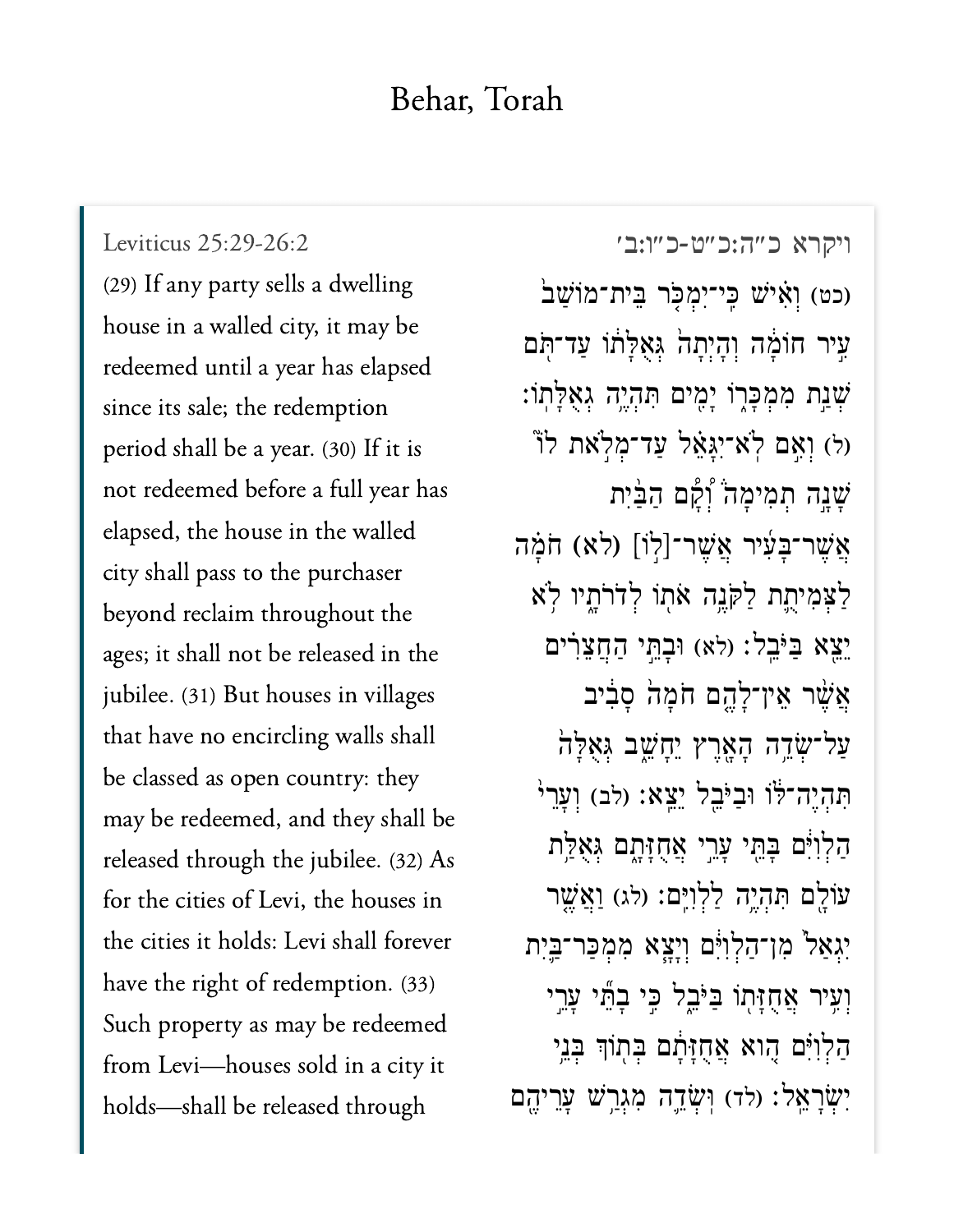# Behar, Torah

Leviticus 25:29-26:2

(29) If any party sells a dwelling house in a walled city, it may be redeemed until a year has elapsed since its sale; the redemption period shall be a year. (30) If it is not redeemed before a full year has elapsed, the house in the walled city shall pass to the purchaser beyond reclaim throughout the ages; it shall not be released in the jubilee. (31) But houses in villages that have no encircling walls shall be classed as open country: they may be redeemed, and they shall be released through the jubilee. (32) As for the cities of Levi, the houses in the cities it holds: Levi shall forever have the right of redemption. (33) Such property as may be redeemed from Levi—houses sold in a city it holds—shall be released through

ויקרא כ״ה:כ״ט-כ״ו:ב׳

(כט) וְאִ֗ישׁ כִּֽי־יִמְכֹּ֤ר בֵּית־מוֹשַׁב֙ עִ֣יר חוֹמָ֔ה וְהָיְתָה֙ גְּאֻלָּת֔וֹ עַד־תֹּ֖ם שְׁנַ֣ת מִמְכָּר֑וֹ יָמִ֖ים תִּהְיֶ֥ה גְאֻלָּתֽוֹ׃ (ל) וְאִ֣ם לֹֽא־יִגָּאֵ֗ל עַד־מְלֹ֣את ל֮וֹ֮ שָׁנָ֣ה תְמִימָה֒ וְ֠קָם הַבַּ֨יִת אֲשֶׁר־בָּעִ֜יר אֲשֶׁר־[ל֣וֹ] (לא) חֹמָ֗ה לַצְּמִיתֻ֛ת לַקֹּנֶ֥ה אֹת֖וֹ לְדֹרֹתָ֑יו לֹ֥א יֵצֵ֖א בַּיֹּבֵֽל׃ (לא) וּבָתֵּ֣י הַחֲצֵרִ֗ים אֲשֶׁ֨ר אֵין־לָהֶ֤ם חֹמָה֙ סָבִ֔יב עַל־שְׂדֵ֥ה הָאָ֖רֶץ יֵחָשֵׁ֑ב גְּאֻלָּה֙ תִּהְיֶה־לּ֔וֹ וּבַיֹּבֵ֖ל יֵצֵֽא׃ (לב) וְעָרֵי֙ הַלְוִיִּ֔ם בָּתֵּ֖י עָרֵ֣י אֲחֻזָּתָ֑ם גְּאֻלַּ֥ת עוֹלָ֖ם תִּהְיֶ֥ה לַלְוִיִּֽם׃ (לג) וַאֲשֶׁ֤ר יִגְאַל֙ מִן־הַלְוִיִּ֔ם וְיָצָ֧א מִמְכַּר־בַּ֛יִת וְעִ֥יר אֲחֻזָּת֖וֹ בַּיֹּבֵ֑ל כִּ֣י בָתֵּ֞י עָרֵ֣י הַלְוִיִּ֗ם הִ֚וא אֲחֻזָּתָ֔ם בְּת֖וֹךְ בְּנֵ֥י יִשְׂרָאֵֽל׃ (לד) וּשְׂדֵ֛ה מִגְרַ֥שׁ עָרֵיהֶ֖ם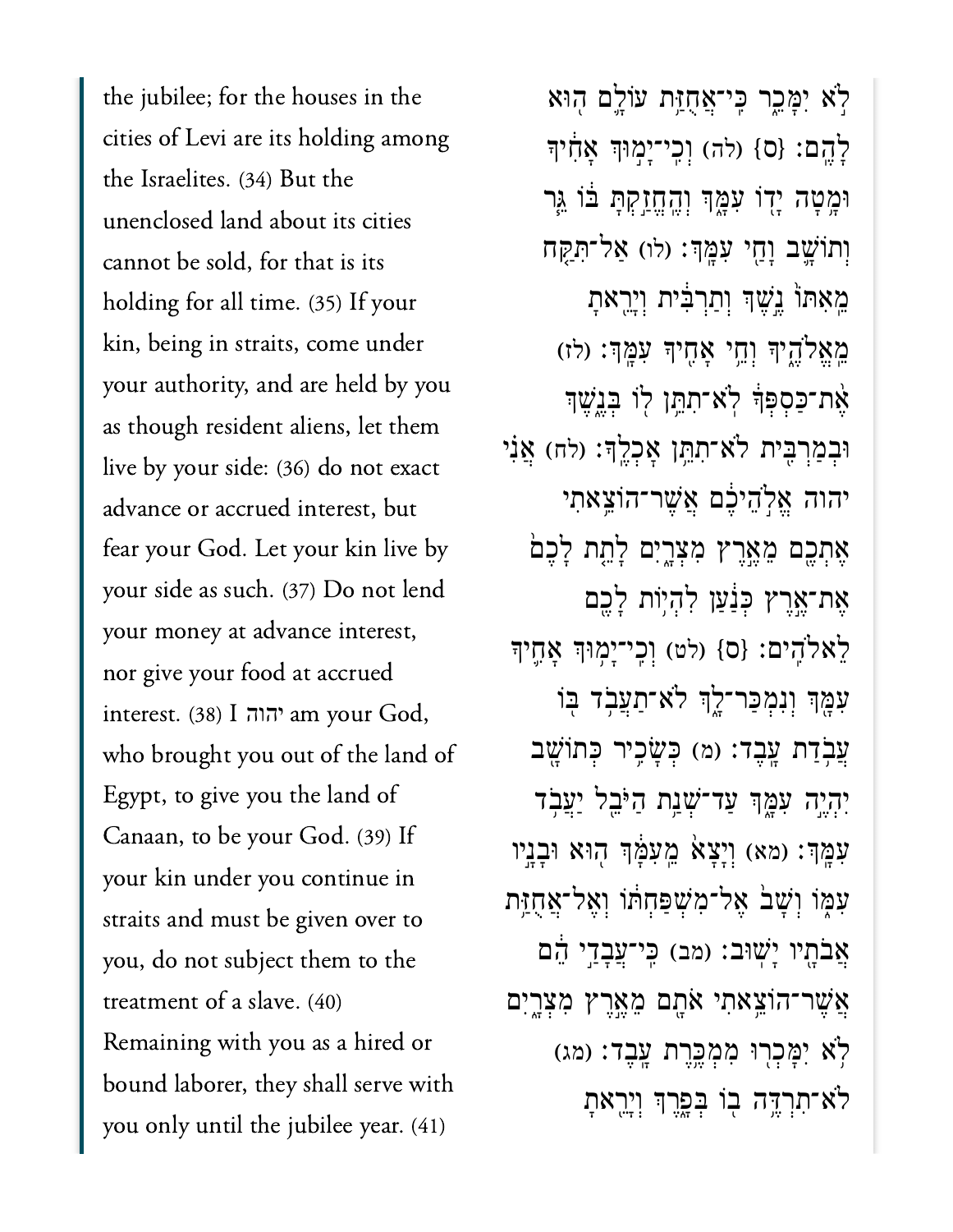the jubilee; for the houses in the cities of Levi are its holding among the Israelites. (34) But the unenclosed land about its cities cannot be sold, for that is its holding for all time. (35) If your kin, being in straits, come under your authority, and are held by you as though resident aliens, let them live by your side: (36) do not exact advance or accrued interest, but fear your God. Let your kin live by your side as such. (37) Do not lend your money at advance interest, nor give your food at accrued interest. (38) I יהוה am your God, who brought you out of the land of Egypt, to give you the land of Canaan, to be your God. (39) If your kin under you continue in straits and must be given over to you, do not subject them to the treatment of a slave. (40) Remaining with you as a hired or bound laborer, they shall serve with you only until the jubilee year. (41)

לֹ֣א יִמָּכֵ֑ר כִּֽי־אֲחֻזַּ֥ת עוֹלָ֛ם ה֖וּא לָהֶֽם׃ {ס} (לה) וְכִֽי־יָמ֣וּךְ אָחִ֔יךָ וּמָ֥טָה יָד֖וֹ עִמָּ֑ךְ וְהֶחֱזַ֣קְתָּ בּ֔וֹ גֵּ֧ר וְתוֹשָׁ֛ב וָחַ֖י עִמָּֽךְ׃ (לו) אַל־תִּקַּ֤ח מֵֽאִתּוֹ֙ נֶ֣שֶׁךְ וְתַרְבִּ֔ית וְיָרֵ֖אתָ מֵֽאֱלֹהֶ֑יךָ וְחֵ֥י אָחִ֖יךָ עִמָּֽךְ׃ (לז) אֶ֨ת־כַּסְפְּךָ֔ לֹא־תִתֵּ֥ן ל֖וֹ בְּנֶ֑שֶׁךְ וּבְמַרְבִּ֖ית לֹא־תִתֵּ֥ן אׇכְלֶֽךָ׃ (לח) אֲנִ֗י יהוה אֱלֹֽהֵיכֶ֔ם אֲשֶׁר־הוֹצֵ֥אתִי אֶתְכֶ֖ם מֵאֶ֣רֶץ מִצְרָ֑יִם לָתֵ֤ת לָכֶם֙ אֶת־אֶ֣רֶץ כְּנַ֔עַן לִהְי֥וֹת לָכֶ֖ם לֵאלֹהִֽים׃ {ס} (לט) וְכִֽי־יָמ֥וּךְ אָחִ֛יךָ עִמָּ֖ךְ וְנִמְכַּר־לָ֑ךְ לֹא־תַעֲבֹ֥ד בּ֖וֹ עֲבֹ֥דַת עָֽבֶד׃ (מ) כְּשָׂכִ֥יר כְּתוֹשָׁ֖ב יִהְיֶ֣ה עִמָּ֑ךְ עַד־שְׁנַ֥ת הַיֹּבֵ֖ל יַעֲבֹ֥ד עִמָּֽךְ׃ (מא) וְיָצָא֙ מֵעִמָּ֔ךְ ה֖וּא וּבָנָ֣יו עִמּ֑וֹ וְשָׁב֙ אֶל־מִשְׁפַּחְתּ֔וֹ וְאֶל־אֲחֻזַּ֥ת אֲבֹתָ֖יו יָשֽׁוּב׃ (מב) כִּֽי־עֲבָדַ֣י הֵ֔ם אֲשֶׁר־הוֹצֵ֥אתִי אֹתָ֖ם מֵאֶ֣רֶץ מִצְרָ֑יִם לֹ֥א יִמָּכְר֖וּ מִמְכֶּ֥רֶת עָֽבֶד׃ (מג) לֹא־תִרְדֶּ֥ה ב֖וֹ בְּפָ֑רֶךְ וְיָרֵ֖אתָ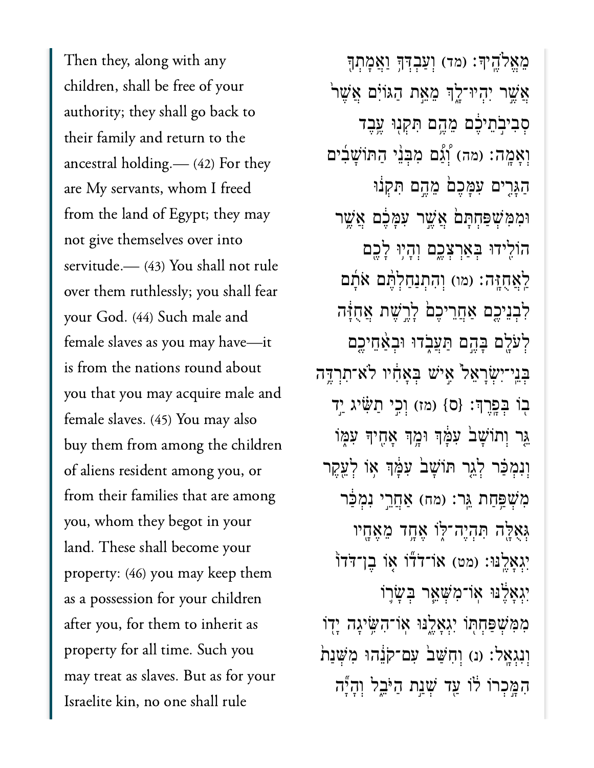Then they, along with any children, shall be free of your authority; they shall go back to their family and return to the ancestral holding.— (42) For they are My servants, whom I freed from the land of Egypt; they may not give themselves over into servitude.— (43) You shall not rule over them ruthlessly; you shall fear your God. (44) Such male and female slaves as you may have—it is from the nations round about you that you may acquire male and female slaves. (45) You may also buy them from among the children of aliens resident among you, or from their families that are among you, whom they begot in your land. These shall become your property: (46) you may keep them as a possession for your children after you, for them to inherit as property for all time. Such you may treat as slaves. But as for your Israelite kin, no one shall rule

מֵאֱלֹהֶֽיךָ׃ (מד) וְעַבְדְּךָ֥ וַאֲמָתְךָ֖ אֲשֶׁ֣ר יִהְיוּ־לָ֑ךְ מֵאֵ֣ת הַגּוֹיִ֗ם אֲשֶׁר֙ סְבִיבֹ֣תֵיכֶ֔ם מֵהֶ֥ם תִּקְנ֖וּ עֶ֥בֶד וְאָמָֽה׃ (מה) וְ֠גַ֠ם מִבְּנֵ֨י הַתּוֹשָׁבִ֜ים הַגָּרִ֤ים עִמָּכֶם֙ מֵהֶ֣ם תִּקְנ֔וּ וּמִמִּשְׁפַּחְתָּם֙ אֲשֶׁ֣ר עִמָּכֶ֔ם אֲשֶׁ֥ר הוֹלִ֖ידוּ בְּאַרְצְכֶ֑ם וְהָי֥וּ לָכֶ֖ם לַאֲחֻזָּֽה׃ (מו) וְהִתְנַחַלְתֶּ֨ם אֹתָ֜ם לִבְנֵיכֶ֤ם אַחֲרֵיכֶם֙ לָרֶ֣שֶׁת אֲחֻזָּ֔ה לְעֹלָ֖ם בָּהֶ֣ם תַּעֲבֹ֑דוּ וּבְאַ֨חֵיכֶ֤ם בְּנֵֽי־יִשְׂרָאֵל֙ אִ֣ישׁ בְּאָחִ֔יו לֹא־תִרְדֶּ֥ה בּ֖וֹ בְּפָֽרֶךְ׃ {ס} (מז) וְכִ֣י תַשִּׂ֗יג יַ֣ד גֵּ֤ר וְתוֹשָׁב֙ עִמָּ֔ךְ וּמָ֥ךְ אָחִ֖יךָ עִמּ֑וֹ וְנִמְכַּ֗ר לְגֵ֤ר תּוֹשָׁב֙ עִמָּ֔ךְ א֥וֹ לְעֵ֖קֶר מִשְׁפַּ֥חַת גֵּֽר׃ (מח) אַחֲרֵ֣י נִמְכַּ֔ר גְּאֻלָּ֖ה תִּהְיֶה־לּ֑וֹ אֶחָ֥ד מֵאֶחָ֖יו יִגְאָלֶֽנּוּ׃ (מט) אוֹ־דֹד֞וֹ א֤וֹ בֶן־דֹּדוֹ֙ יִגְאָלֶ֔נּוּ אוֹ־מִשְּׁאֵ֧ר בְּשָׂר֛וֹ מִמִּשְׁפַּחְתּ֖וֹ יִגְאָלֶ֑נּוּ אוֹ־הִשִּׂ֥יגָה יָד֖וֹ וְנִגְאָֽל׃ (נ) וְחִשַּׁב֙ עִם־קֹנֵ֔הוּ מִשְּׁנַת֙ הִמָּ֣כְרוֹ ל֔וֹ עַ֖ד שְׁנַ֣ת הַיֹּבֵ֑ל וְהָיָ֞ה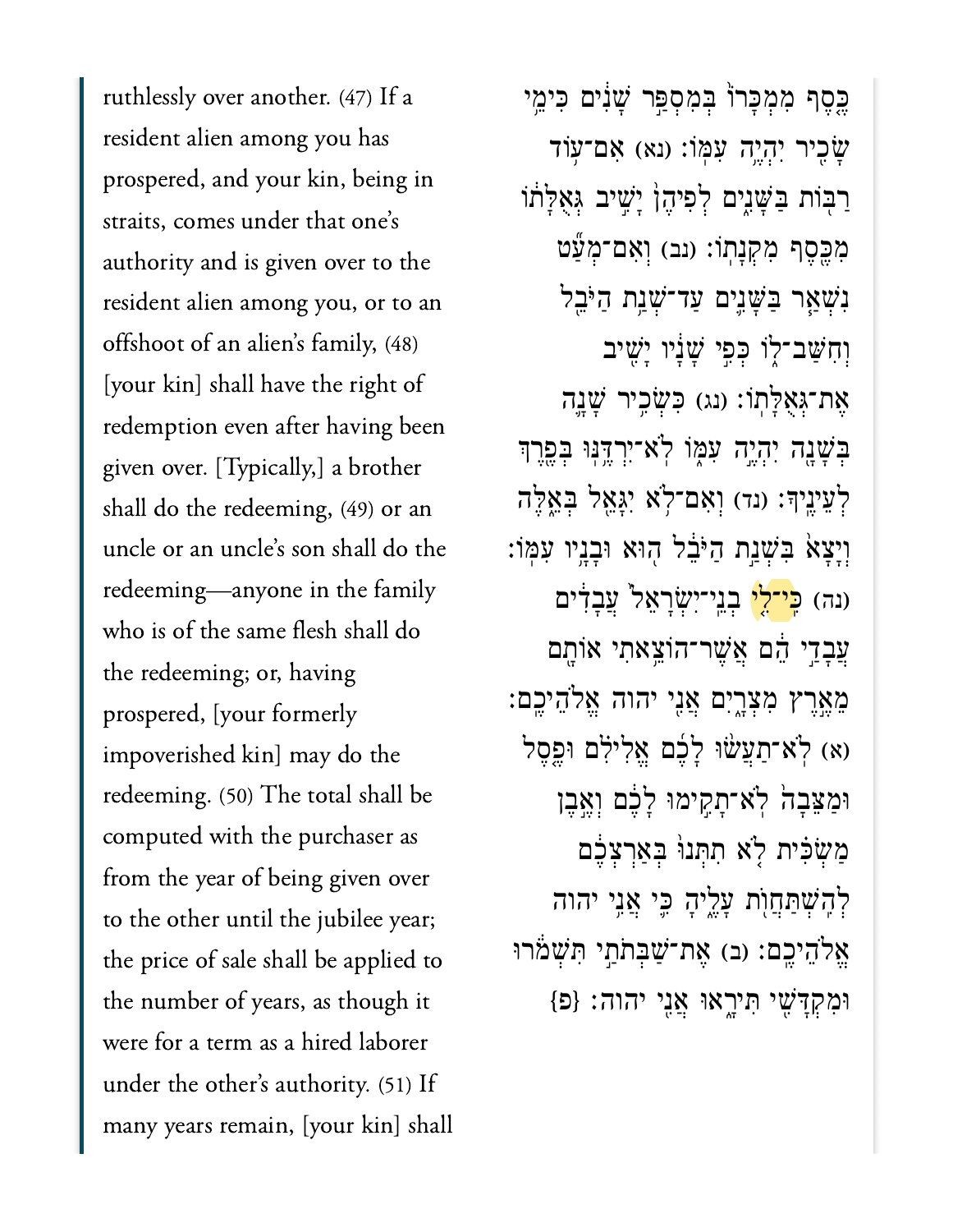ruthlessly over another. (47) If a resident alien among you has prospered, and your kin, being in straits, comes under that one's authority and is given over to the resident alien among you, or to an offshoot of an alien's family, (48) [your kin] shall have the right of redemption even after having been given over. [Typically,] a brother shall do the redeeming, (49) or an uncle or an uncle's son shall do the redeeming—anyone in the family who is of the same flesh shall do the redeeming; or, having prospered, [your formerly impoverished kin] may do the redeeming. (50) The total shall be computed with the purchaser as from the year of being given over to the other until the jubilee year; the price of sale shall be applied to the number of years, as though it were for a term as a hired laborer under the other's authority. (51) If many years remain, [your kin] shall

כֶּ֤סֶף מִמְכָּרוֹ֙ בְּמִסְפַּ֣ר שָׁנִ֔ים כִּימֵ֥י שָׂכִ֖יר יִהְיֶ֥ה עִמּֽוֹ׃ (נא) אִם־ע֥וֹד רַבּ֖וֹת בַּשָּׁנִ֑ים לְפִיהֶן֙ יָשִׁ֣יב גְּאֻלָּת֔וֹ מִכֶּ֖סֶף מִקְנָתֽוֹ׃ (נב) וְאִם־מְעַ֞ט נִשְׁאַ֧ר בַּשָּׁנִ֛ים עַד־שְׁנַ֥ת הַיֹּבֵ֖ל וְחִשַּׁב־ל֑וֹ כְּפִ֣י שָׁנָ֔יו יָשִׁ֖יב אֶת־גְּאֻלָּתֽוֹ׃ (נג) כִּשְׂכִ֥יר שָׁנָ֛ה בְּשָׁנָ֖ה יִהְיֶ֣ה עִמּ֑וֹ לֹֽא־יִרְדֶּ֥נּוּ בְּפֶ֖רֶךְ לְעֵינֶֽיךָ׃ (נד) וְאִם־לֹ֥א יִגָּאֵ֖ל בְּאֵ֑לֶּה וְיָצָא֙ בִּשְׁנַ֣ת הַיֹּבֵ֔ל ה֖וּא וּבָנָ֥יו עִמּֽוֹ׃ (נה) כִּֽי־לִ֤י בְנֵֽי־יִשְׂרָאֵל֙ עֲבָדִ֔ים עֲבָדַ֣י הֵ֔ם אֲשֶׁר־הוֹצֵ֥אתִי אוֹתָ֖ם מֵאֶ֣רֶץ מִצְרָ֑יִם אֲנִ֖י יהוה אֱלֹהֵיכֶֽם׃ (א) לֹֽא־תַעֲשׂ֨וּ לָכֶ֜ם אֱלִילִ֗ם וּפֶ֤סֶל וּמַצֵּבָה֙ לֹא־תָקִ֣ימוּ לָכֶ֔ם וְאֶ֣בֶן מַשְׂכִּ֗ית לֹ֤א תִתְּנוּ֙ בְּאַרְצְכֶ֔ם לְהִֽשְׁתַּחֲוֺ֖ת עָלֶ֑יהָ כִּ֛י אֲנִ֥י יהוה אֱלֹהֵיכֶֽם׃ (ב) אֶת־שַׁבְּתֹתַ֣י תִּשְׁמֹ֔רוּ וּמִקְדָּשִׁ֖י תִּירָ֑אוּ אֲנִ֖י יהוה׃ {פ}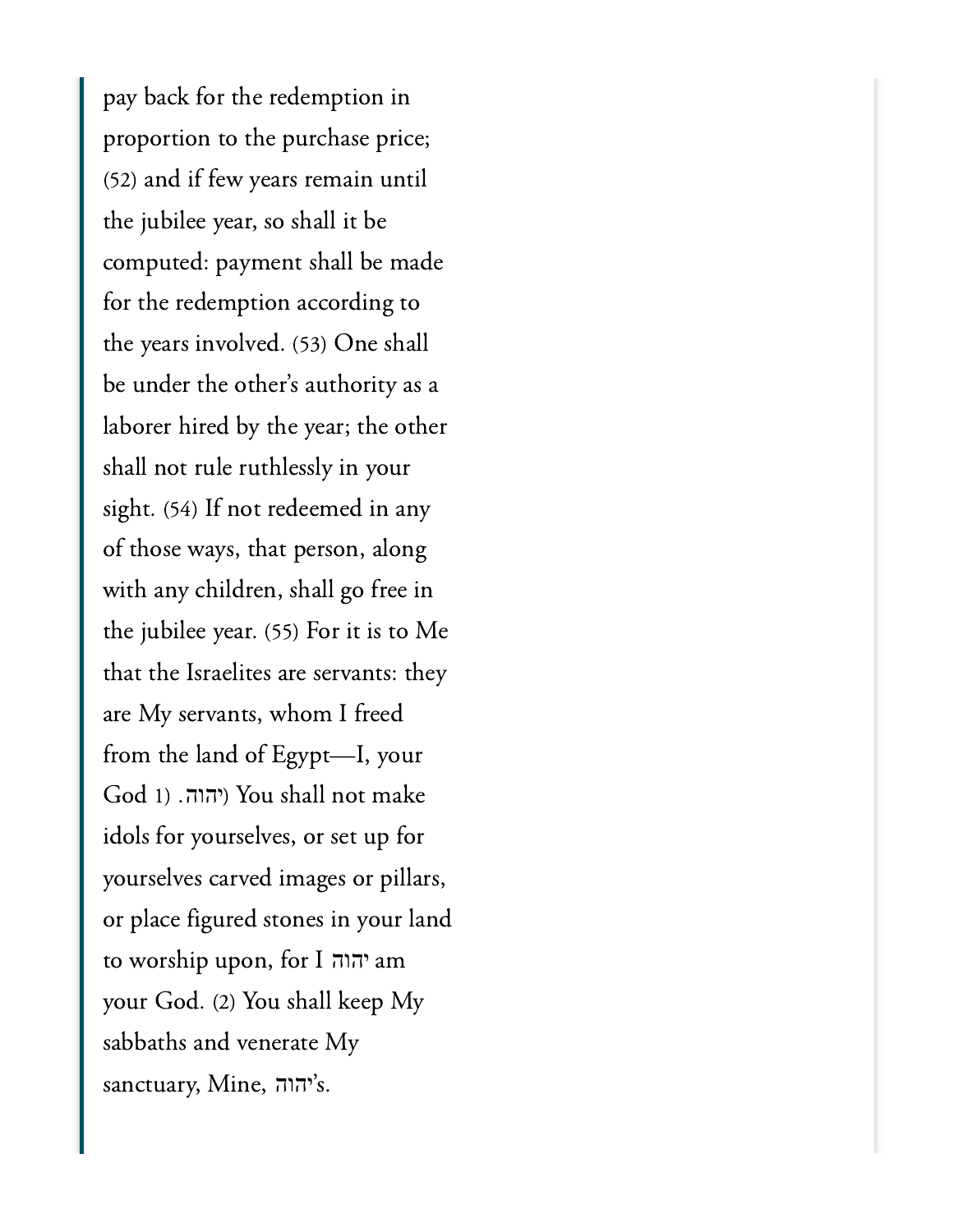pay back for the redemption in proportion to the purchase price; (52) and if few years remain until the jubilee year, so shall it be computed: payment shall be made for the redemption according to the years involved. (53) One shall be under the other's authority as a laborer hired by the year; the other shall not rule ruthlessly in your sight. (54) If not redeemed in any of those ways, that person, along with any children, shall go free in the jubilee year. (55) For it is to Me that the Israelites are servants: they are My servants, whom I freed from the land of Egypt—I, your God יהוה. (1) You shall not make idols for yourselves, or set up for yourselves carved images or pillars, or place figured stones in your land to worship upon, for I יהוה am your God. (2) You shall keep My sabbaths and venerate My sanctuary, Mine, יהוה's.